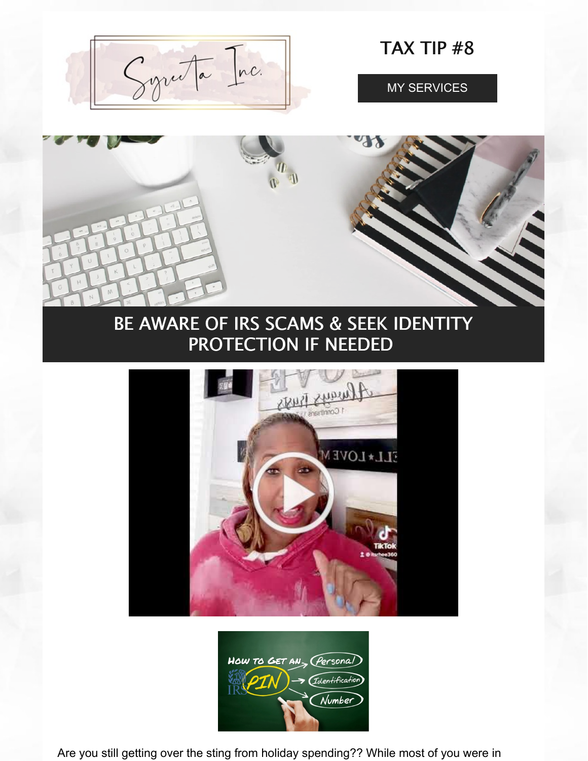Syreeta Inc.

# TAX TIP #8

MY SERVICES

## BE AWARE OF IRS SCAMS & SEEK IDENTITY PROTECTION IF NEEDED

How to Get an PIN — Personal Identification Number

Are you still getting over the sting from holiday spending?? While most of you were in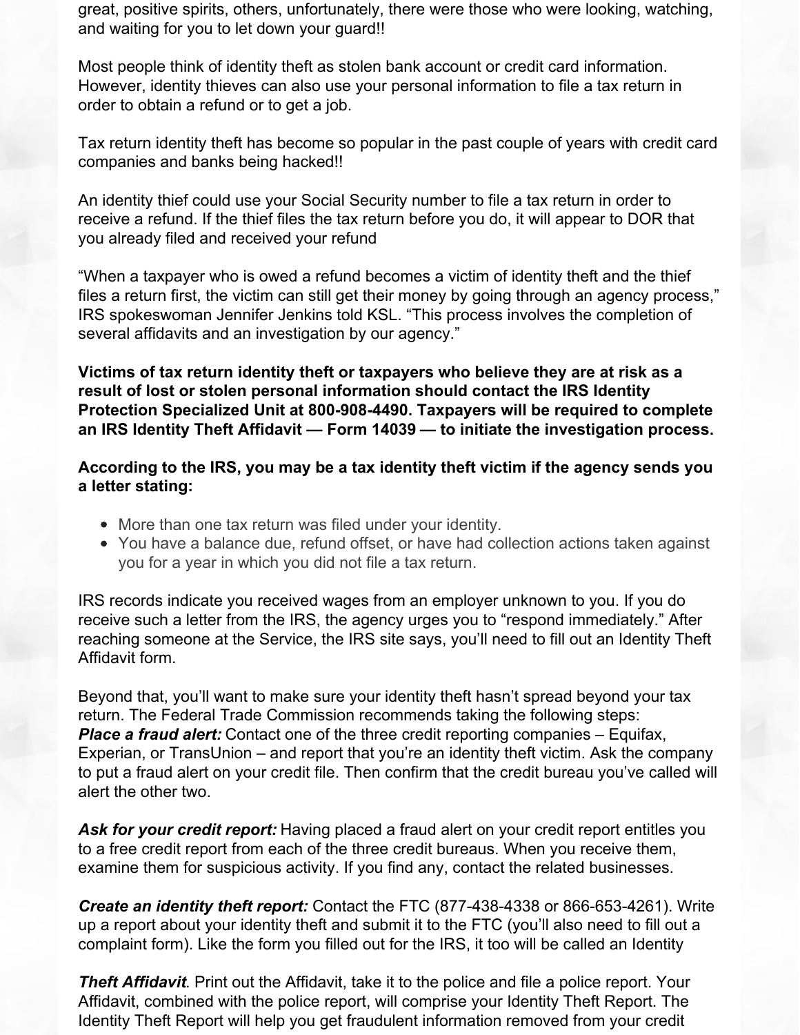great, positive spirits, others, unfortunately, there were those who were looking, watching, and waiting for you to let down your guard!!

Most people think of identity theft as stolen bank account or credit card information. However, identity thieves can also use your personal information to file a tax return in order to obtain a refund or to get a job.

Tax return identity theft has become so popular in the past couple of years with credit card companies and banks being hacked!!

An identity thief could use your Social Security number to file a tax return in order to receive a refund. If the thief files the tax return before you do, it will appear to DOR that you already filed and received your refund

"When a taxpayer who is owed a refund becomes a victim of identity theft and the thief files a return first, the victim can still get their money by going through an agency process," IRS spokeswoman Jennifer Jenkins told KSL. "This process involves the completion of several affidavits and an investigation by our agency."

**Victims of tax return identity theft or taxpayers who believe they are at risk as a result of lost or stolen personal information should contact the IRS Identity Protection Specialized Unit at 800-908-4490. Taxpayers will be required to complete an IRS Identity Theft Affidavit — Form 14039 — to initiate the investigation process.**

**According to the IRS, you may be a tax identity theft victim if the agency sends you a letter stating:**

- More than one tax return was filed under your identity.
- You have a balance due, refund offset, or have had collection actions taken against you for a year in which you did not file a tax return.

IRS records indicate you received wages from an employer unknown to you. If you do receive such a letter from the IRS, the agency urges you to "respond immediately." After reaching someone at the Service, the IRS site says, you'll need to fill out an Identity Theft Affidavit form.

Beyond that, you'll want to make sure your identity theft hasn't spread beyond your tax return. The Federal Trade Commission recommends taking the following steps:
***Place a fraud alert:*** Contact one of the three credit reporting companies – Equifax, Experian, or TransUnion – and report that you're an identity theft victim. Ask the company to put a fraud alert on your credit file. Then confirm that the credit bureau you've called will alert the other two.

***Ask for your credit report:*** Having placed a fraud alert on your credit report entitles you to a free credit report from each of the three credit bureaus. When you receive them, examine them for suspicious activity. If you find any, contact the related businesses.

***Create an identity theft report:*** Contact the FTC (877-438-4338 or 866-653-4261). Write up a report about your identity theft and submit it to the FTC (you'll also need to fill out a complaint form). Like the form you filled out for the IRS, it too will be called an Identity

***Theft Affidavit***. Print out the Affidavit, take it to the police and file a police report. Your Affidavit, combined with the police report, will comprise your Identity Theft Report. The Identity Theft Report will help you get fraudulent information removed from your credit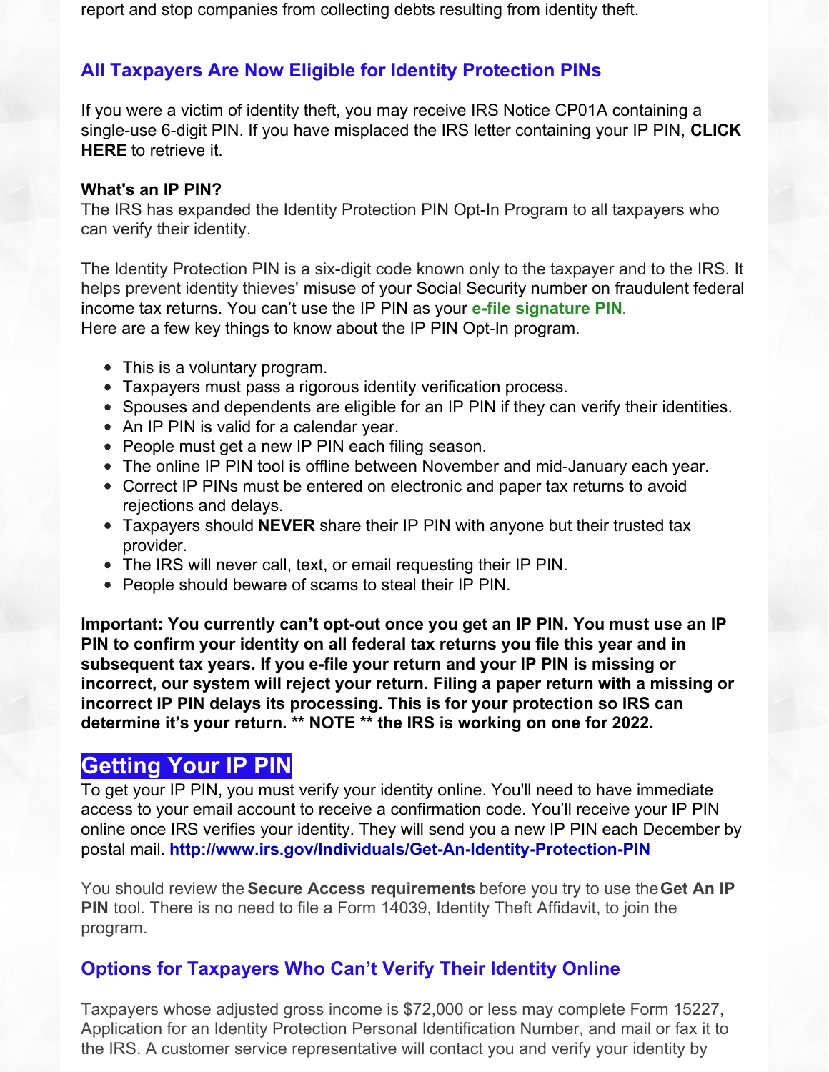report and stop companies from collecting debts resulting from identity theft.

## All Taxpayers Are Now Eligible for Identity Protection PINs

If you were a victim of identity theft, you may receive IRS Notice CP01A containing a single-use 6-digit PIN. If you have misplaced the IRS letter containing your IP PIN, **CLICK HERE** to retrieve it.

**What's an IP PIN?**
The IRS has expanded the Identity Protection PIN Opt-In Program to all taxpayers who can verify their identity.

The Identity Protection PIN is a six-digit code known only to the taxpayer and to the IRS. It helps prevent identity thieves' misuse of your Social Security number on fraudulent federal income tax returns. You can't use the IP PIN as your **e-file signature PIN**.
Here are a few key things to know about the IP PIN Opt-In program.

- This is a voluntary program.
- Taxpayers must pass a rigorous identity verification process.
- Spouses and dependents are eligible for an IP PIN if they can verify their identities.
- An IP PIN is valid for a calendar year.
- People must get a new IP PIN each filing season.
- The online IP PIN tool is offline between November and mid-January each year.
- Correct IP PINs must be entered on electronic and paper tax returns to avoid rejections and delays.
- Taxpayers should **NEVER** share their IP PIN with anyone but their trusted tax provider.
- The IRS will never call, text, or email requesting their IP PIN.
- People should beware of scams to steal their IP PIN.

**Important: You currently can't opt-out once you get an IP PIN. You must use an IP PIN to confirm your identity on all federal tax returns you file this year and in subsequent tax years. If you e-file your return and your IP PIN is missing or incorrect, our system will reject your return. Filing a paper return with a missing or incorrect IP PIN delays its processing. This is for your protection so IRS can determine it's your return. ** NOTE ** the IRS is working on one for 2022.**

## Getting Your IP PIN

To get your IP PIN, you must verify your identity online. You'll need to have immediate access to your email account to receive a confirmation code. You'll receive your IP PIN online once IRS verifies your identity. They will send you a new IP PIN each December by postal mail. **http://www.irs.gov/Individuals/Get-An-Identity-Protection-PIN**

You should review the **Secure Access requirements** before you try to use the **Get An IP PIN** tool. There is no need to file a Form 14039, Identity Theft Affidavit, to join the program.

## Options for Taxpayers Who Can't Verify Their Identity Online

Taxpayers whose adjusted gross income is $72,000 or less may complete Form 15227, Application for an Identity Protection Personal Identification Number, and mail or fax it to the IRS. A customer service representative will contact you and verify your identity by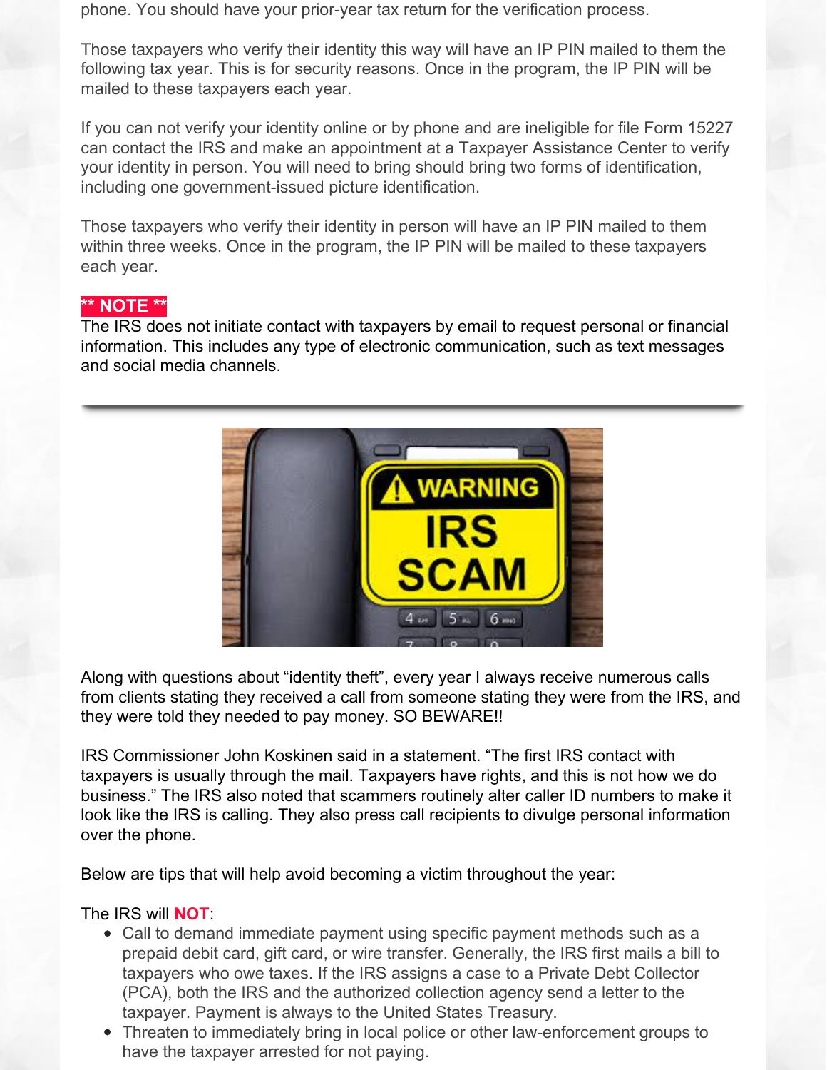phone. You should have your prior-year tax return for the verification process.

Those taxpayers who verify their identity this way will have an IP PIN mailed to them the following tax year. This is for security reasons. Once in the program, the IP PIN will be mailed to these taxpayers each year.

If you can not verify your identity online or by phone and are ineligible for file Form 15227 can contact the IRS and make an appointment at a Taxpayer Assistance Center to verify your identity in person. You will need to bring should bring two forms of identification, including one government-issued picture identification.

Those taxpayers who verify their identity in person will have an IP PIN mailed to them within three weeks. Once in the program, the IP PIN will be mailed to these taxpayers each year.

**** NOTE ****

The IRS does not initiate contact with taxpayers by email to request personal or financial information. This includes any type of electronic communication, such as text messages and social media channels.

---

Along with questions about "identity theft", every year I always receive numerous calls from clients stating they received a call from someone stating they were from the IRS, and they were told they needed to pay money. SO BEWARE!!

IRS Commissioner John Koskinen said in a statement. "The first IRS contact with taxpayers is usually through the mail. Taxpayers have rights, and this is not how we do business." The IRS also noted that scammers routinely alter caller ID numbers to make it look like the IRS is calling. They also press call recipients to divulge personal information over the phone.

Below are tips that will help avoid becoming a victim throughout the year:

The IRS will **NOT**:

- Call to demand immediate payment using specific payment methods such as a prepaid debit card, gift card, or wire transfer. Generally, the IRS first mails a bill to taxpayers who owe taxes. If the IRS assigns a case to a Private Debt Collector (PCA), both the IRS and the authorized collection agency send a letter to the taxpayer. Payment is always to the United States Treasury.
- Threaten to immediately bring in local police or other law-enforcement groups to have the taxpayer arrested for not paying.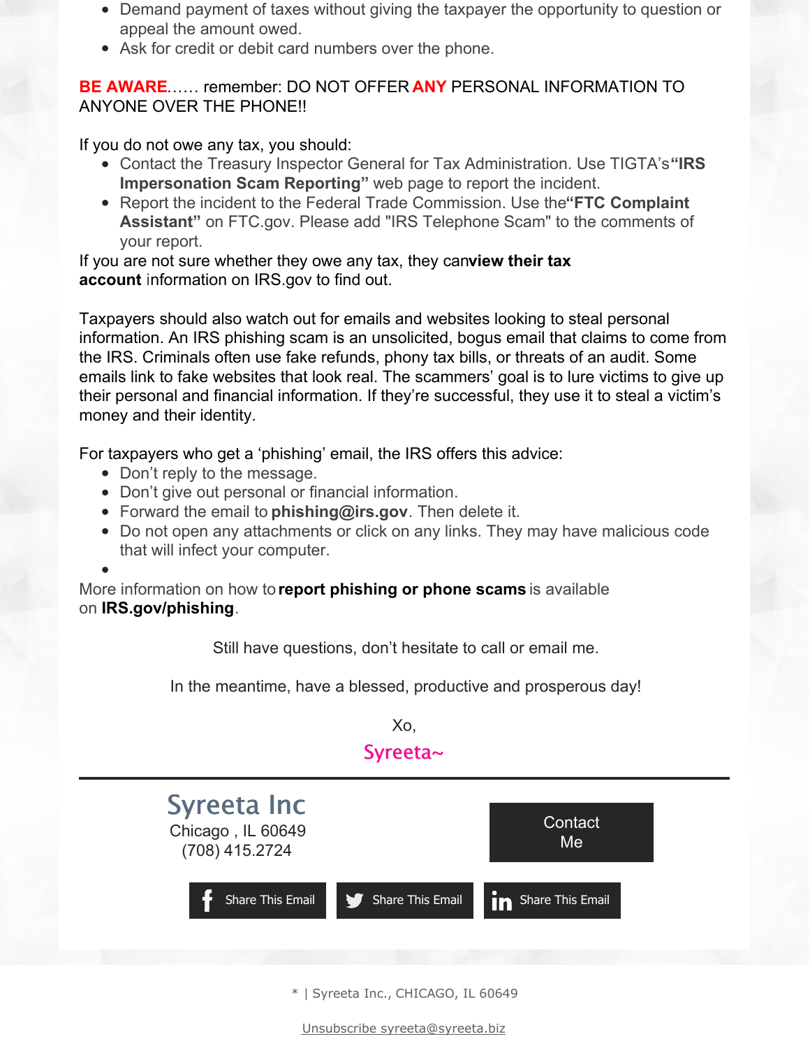- Demand payment of taxes without giving the taxpayer the opportunity to question or appeal the amount owed.
- Ask for credit or debit card numbers over the phone.

**BE AWARE**…… remember: DO NOT OFFER **ANY** PERSONAL INFORMATION TO ANYONE OVER THE PHONE!!

If you do not owe any tax, you should:

- Contact the Treasury Inspector General for Tax Administration. Use TIGTA's **"IRS Impersonation Scam Reporting"** web page to report the incident.
- Report the incident to the Federal Trade Commission. Use the **"FTC Complaint Assistant"** on FTC.gov. Please add "IRS Telephone Scam" to the comments of your report.

If you are not sure whether they owe any tax, they can **view their tax account** information on IRS.gov to find out.

Taxpayers should also watch out for emails and websites looking to steal personal information. An IRS phishing scam is an unsolicited, bogus email that claims to come from the IRS. Criminals often use fake refunds, phony tax bills, or threats of an audit. Some emails link to fake websites that look real. The scammers' goal is to lure victims to give up their personal and financial information. If they're successful, they use it to steal a victim's money and their identity.

For taxpayers who get a 'phishing' email, the IRS offers this advice:

- Don't reply to the message.
- Don't give out personal or financial information.
- Forward the email to **phishing@irs.gov**. Then delete it.
- Do not open any attachments or click on any links. They may have malicious code that will infect your computer.

More information on how to **report phishing or phone scams** is available on **IRS.gov/phishing**.

Still have questions, don't hesitate to call or email me.

In the meantime, have a blessed, productive and prosperous day!

Xo,

Syreeta~

---

Syreeta Inc
Chicago , IL 60649
(708) 415.2724

Contact Me

Share This Email | Share This Email | Share This Email

* | Syreeta Inc., CHICAGO, IL 60649

Unsubscribe syreeta@syreeta.biz